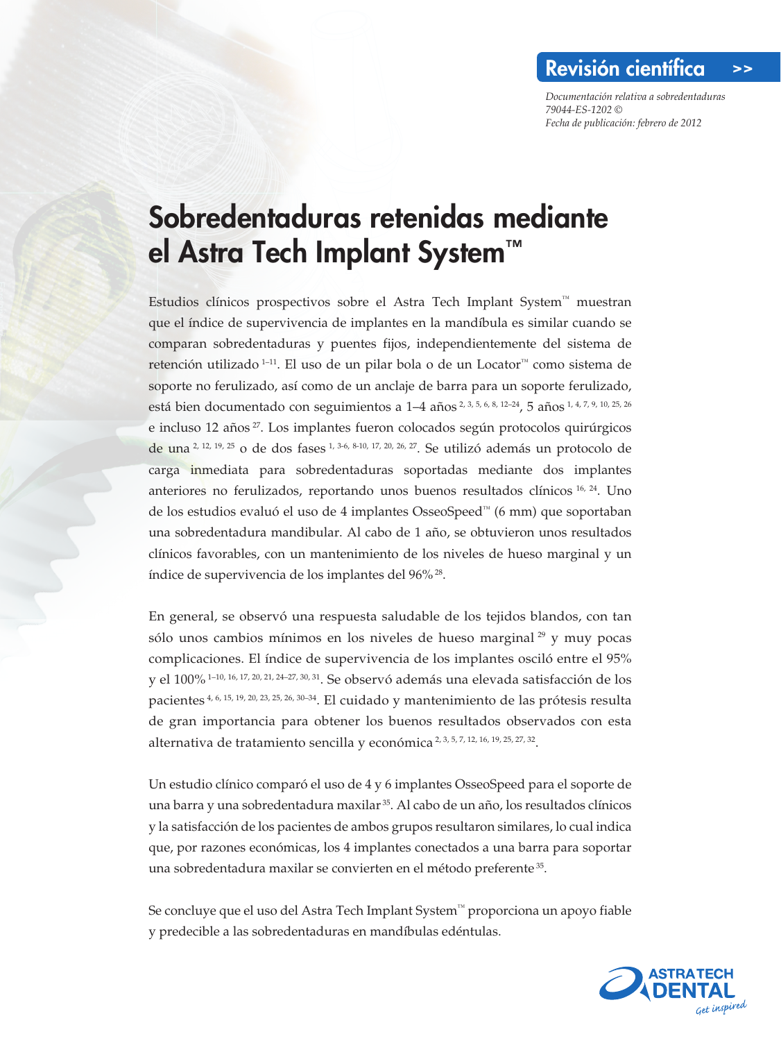**Revisión científica >>**

*Documentación relativa a sobredentaduras*
*79044-ES-1202 ©*
*Fecha de publicación: febrero de 2012*

# Sobredentaduras retenidas mediante el Astra Tech Implant System™

Estudios clínicos prospectivos sobre el Astra Tech Implant System™ muestran que el índice de supervivencia de implantes en la mandíbula es similar cuando se comparan sobredentaduras y puentes fijos, independientemente del sistema de retención utilizado [1–11]. El uso de un pilar bola o de un Locator™ como sistema de soporte no ferulizado, así como de un anclaje de barra para un soporte ferulizado, está bien documentado con seguimientos a 1–4 años [2, 3, 5, 6, 8, 12–24], 5 años [1, 4, 7, 9, 10, 25, 26] e incluso 12 años [27]. Los implantes fueron colocados según protocolos quirúrgicos de una [2, 12, 19, 25] o de dos fases [1, 3-6, 8-10, 17, 20, 26, 27]. Se utilizó además un protocolo de carga inmediata para sobredentaduras soportadas mediante dos implantes anteriores no ferulizados, reportando unos buenos resultados clínicos [16, 24]. Uno de los estudios evaluó el uso de 4 implantes OsseoSpeed™ (6 mm) que soportaban una sobredentadura mandibular. Al cabo de 1 año, se obtuvieron unos resultados clínicos favorables, con un mantenimiento de los niveles de hueso marginal y un índice de supervivencia de los implantes del 96% [28].

En general, se observó una respuesta saludable de los tejidos blandos, con tan sólo unos cambios mínimos en los niveles de hueso marginal [29] y muy pocas complicaciones. El índice de supervivencia de los implantes osciló entre el 95% y el 100% [1–10, 16, 17, 20, 21, 24–27, 30, 31]. Se observó además una elevada satisfacción de los pacientes [4, 6, 15, 19, 20, 23, 25, 26, 30–34]. El cuidado y mantenimiento de las prótesis resulta de gran importancia para obtener los buenos resultados observados con esta alternativa de tratamiento sencilla y económica [2, 3, 5, 7, 12, 16, 19, 25, 27, 32].

Un estudio clínico comparó el uso de 4 y 6 implantes OsseoSpeed para el soporte de una barra y una sobredentadura maxilar [35]. Al cabo de un año, los resultados clínicos y la satisfacción de los pacientes de ambos grupos resultaron similares, lo cual indica que, por razones económicas, los 4 implantes conectados a una barra para soportar una sobredentadura maxilar se convierten en el método preferente [35].

Se concluye que el uso del Astra Tech Implant System™ proporciona un apoyo fiable y predecible a las sobredentaduras en mandíbulas edéntulas.

ASTRA TECH DENTAL
*Get inspired*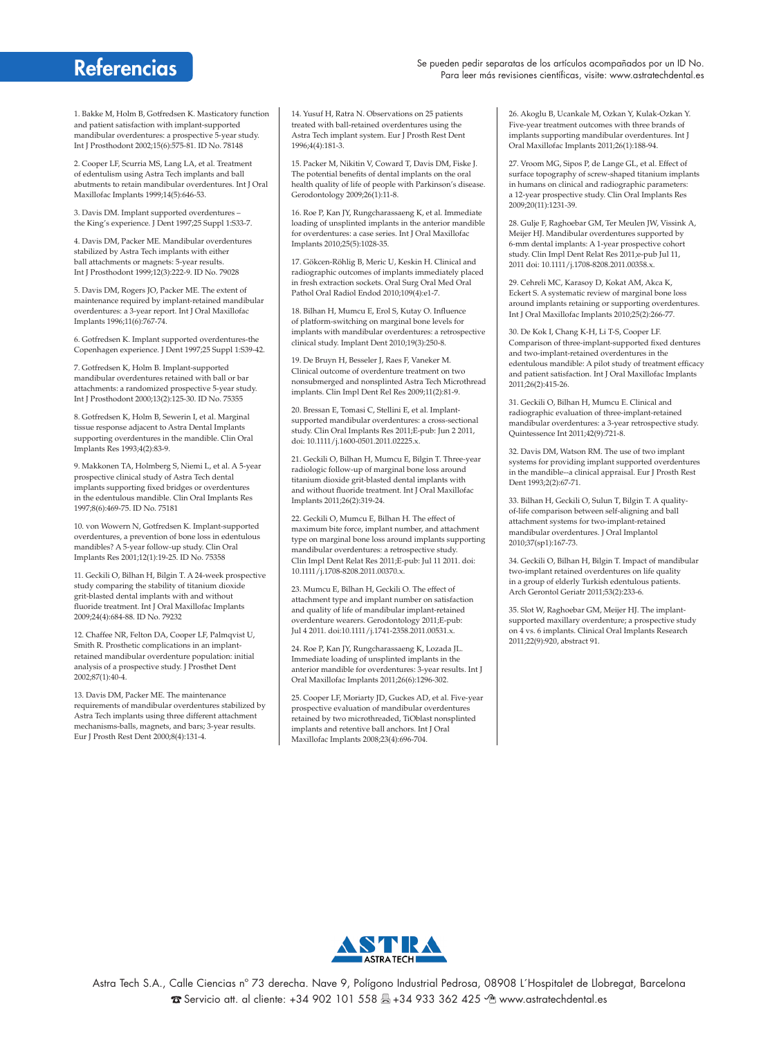# Referencias

Se pueden pedir separatas de los artículos acompañados por un ID No.
Para leer más revisiones científicas, visite: www.astratechdental.es

1. Bakke M, Holm B, Gotfredsen K. Masticatory function and patient satisfaction with implant-supported mandibular overdentures: a prospective 5-year study. Int J Prosthodont 2002;15(6):575-81. ID No. 78148

2. Cooper LF, Scurria MS, Lang LA, et al. Treatment of edentulism using Astra Tech implants and ball abutments to retain mandibular overdentures. Int J Oral Maxillofac Implants 1999;14(5):646-53.

3. Davis DM. Implant supported overdentures – the King's experience. J Dent 1997;25 Suppl 1:S33-7.

4. Davis DM, Packer ME. Mandibular overdentures stabilized by Astra Tech implants with either ball attachments or magnets: 5-year results. Int J Prosthodont 1999;12(3):222-9. ID No. 79028

5. Davis DM, Rogers JO, Packer ME. The extent of maintenance required by implant-retained mandibular overdentures: a 3-year report. Int J Oral Maxillofac Implants 1996;11(6):767-74.

6. Gotfredsen K. Implant supported overdentures-the Copenhagen experience. J Dent 1997;25 Suppl 1:S39-42.

7. Gotfredsen K, Holm B. Implant-supported mandibular overdentures retained with ball or bar attachments: a randomized prospective 5-year study. Int J Prosthodont 2000;13(2):125-30. ID No. 75355

8. Gotfredsen K, Holm B, Sewerin I, et al. Marginal tissue response adjacent to Astra Dental Implants supporting overdentures in the mandible. Clin Oral Implants Res 1993;4(2):83-9.

9. Makkonen TA, Holmberg S, Niemi L, et al. A 5-year prospective clinical study of Astra Tech dental implants supporting fixed bridges or overdentures in the edentulous mandible. Clin Oral Implants Res 1997;8(6):469-75. ID No. 75181

10. von Wowern N, Gotfredsen K. Implant-supported overdentures, a prevention of bone loss in edentulous mandibles? A 5-year follow-up study. Clin Oral Implants Res 2001;12(1):19-25. ID No. 75358

11. Geckili O, Bilhan H, Bilgin T. A 24-week prospective study comparing the stability of titanium dioxide grit-blasted dental implants with and without fluoride treatment. Int J Oral Maxillofac Implants 2009;24(4):684-88. ID No. 79232

12. Chaffee NR, Felton DA, Cooper LF, Palmqvist U, Smith R. Prosthetic complications in an implant-retained mandibular overdenture population: initial analysis of a prospective study. J Prosthet Dent 2002;87(1):40-4.

13. Davis DM, Packer ME. The maintenance requirements of mandibular overdentures stabilized by Astra Tech implants using three different attachment mechanisms-balls, magnets, and bars; 3-year results. Eur J Prosth Rest Dent 2000;8(4):131-4.

14. Yusuf H, Ratra N. Observations on 25 patients treated with ball-retained overdentures using the Astra Tech implant system. Eur J Prosth Rest Dent 1996;4(4):181-3.

15. Packer M, Nikitin V, Coward T, Davis DM, Fiske J. The potential benefits of dental implants on the oral health quality of life of people with Parkinson's disease. Gerodontology 2009;26(1):11-8.

16. Roe P, Kan JY, Rungcharassaeng K, et al. Immediate loading of unsplinted implants in the anterior mandible for overdentures: a case series. Int J Oral Maxillofac Implants 2010;25(5):1028-35.

17. Gökcen-Röhlig B, Meric U, Keskin H. Clinical and radiographic outcomes of implants immediately placed in fresh extraction sockets. Oral Surg Oral Med Oral Pathol Oral Radiol Endod 2010;109(4):e1-7.

18. Bilhan H, Mumcu E, Erol S, Kutay O. Influence of platform-switching on marginal bone levels for implants with mandibular overdentures: a retrospective clinical study. Implant Dent 2010;19(3):250-8.

19. De Bruyn H, Besseler J, Raes F, Vaneker M. Clinical outcome of overdenture treatment on two nonsubmerged and nonsplinted Astra Tech Microthread implants. Clin Impl Dent Rel Res 2009;11(2):81-9.

20. Bressan E, Tomasi C, Stellini E, et al. Implant-supported mandibular overdentures: a cross-sectional study. Clin Oral Implants Res 2011;E-pub: Jun 2 2011, doi: 10.1111/j.1600-0501.2011.02225.x.

21. Geckili O, Bilhan H, Mumcu E, Bilgin T. Three-year radiologic follow-up of marginal bone loss around titanium dioxide grit-blasted dental implants with and without fluoride treatment. Int J Oral Maxillofac Implants 2011;26(2):319-24.

22. Geckili O, Mumcu E, Bilhan H. The effect of maximum bite force, implant number, and attachment type on marginal bone loss around implants supporting mandibular overdentures: a retrospective study. Clin Impl Dent Relat Res 2011;E-pub: Jul 11 2011. doi: 10.1111/j.1708-8208.2011.00370.x.

23. Mumcu E, Bilhan H, Geckili O. The effect of attachment type and implant number on satisfaction and quality of life of mandibular implant-retained overdenture wearers. Gerodontology 2011;E-pub: Jul 4 2011. doi:10.1111/j.1741-2358.2011.00531.x.

24. Roe P, Kan JY, Rungcharassaeng K, Lozada JL. Immediate loading of unsplinted implants in the anterior mandible for overdentures: 3-year results. Int J Oral Maxillofac Implants 2011;26(6):1296-302.

25. Cooper LF, Moriarty JD, Guckes AD, et al. Five-year prospective evaluation of mandibular overdentures retained by two microthreaded, TiOblast nonsplinted implants and retentive ball anchors. Int J Oral Maxillofac Implants 2008;23(4):696-704.

26. Akoglu B, Ucankale M, Ozkan Y, Kulak-Ozkan Y. Five-year treatment outcomes with three brands of implants supporting mandibular overdentures. Int J Oral Maxillofac Implants 2011;26(1):188-94.

27. Vroom MG, Sipos P, de Lange GL, et al. Effect of surface topography of screw-shaped titanium implants in humans on clinical and radiographic parameters: a 12-year prospective study. Clin Oral Implants Res 2009;20(11):1231-39.

28. Gulje F, Raghoebar GM, Ter Meulen JW, Vissink A, Meijer HJ. Mandibular overdentures supported by 6-mm dental implants: A 1-year prospective cohort study. Clin Impl Dent Relat Res 2011;e-pub Jul 11, 2011 doi: 10.1111/j.1708-8208.2011.00358.x.

29. Cehreli MC, Karasoy D, Kokat AM, Akca K, Eckert S. A systematic review of marginal bone loss around implants retaining or supporting overdentures. Int J Oral Maxillofac Implants 2010;25(2):266-77.

30. De Kok IJ, Chang K-H, Li T-S, Cooper LF. Comparison of three-implant-supported fixed dentures and two-implant-retained overdentures in the edentulous mandible: A pilot study of treatment efficacy and patient satisfaction. Int J Oral Maxillofac Implants 2011;26(2):415-26.

31. Geckili O, Bilhan H, Mumcu E. Clinical and radiographic evaluation of three-implant-retained mandibular overdentures: a 3-year retrospective study. Quintessence Int 2011;42(9):721-8.

32. Davis DM, Watson RM. The use of two implant systems for providing implant supported overdentures in the mandible--a clinical appraisal. Eur J Prosth Rest Dent 1993;2(2):67-71.

33. Bilhan H, Geckili O, Sulun T, Bilgin T. A quality-of-life comparison between self-aligning and ball attachment systems for two-implant-retained mandibular overdentures. J Oral Implantol 2010;37(sp1):167-73.

34. Geckili O, Bilhan H, Bilgin T. Impact of mandibular two-implant retained overdentures on life quality in a group of elderly Turkish edentulous patients. Arch Gerontol Geriatr 2011;53(2):233-6.

35. Slot W, Raghoebar GM, Meijer HJ. The implant-supported maxillary overdenture; a prospective study on 4 vs. 6 implants. Clinical Oral Implants Research 2011;22(9):920, abstract 91.

ASTRA
ASTRA TECH

Astra Tech S.A., Calle Ciencias nº 73 derecha. Nave 9, Polígono Industrial Pedrosa, 08908 L´Hospitalet de Llobregat, Barcelona
Servicio att. al cliente: +34 902 101 558 +34 933 362 425 www.astratechdental.es